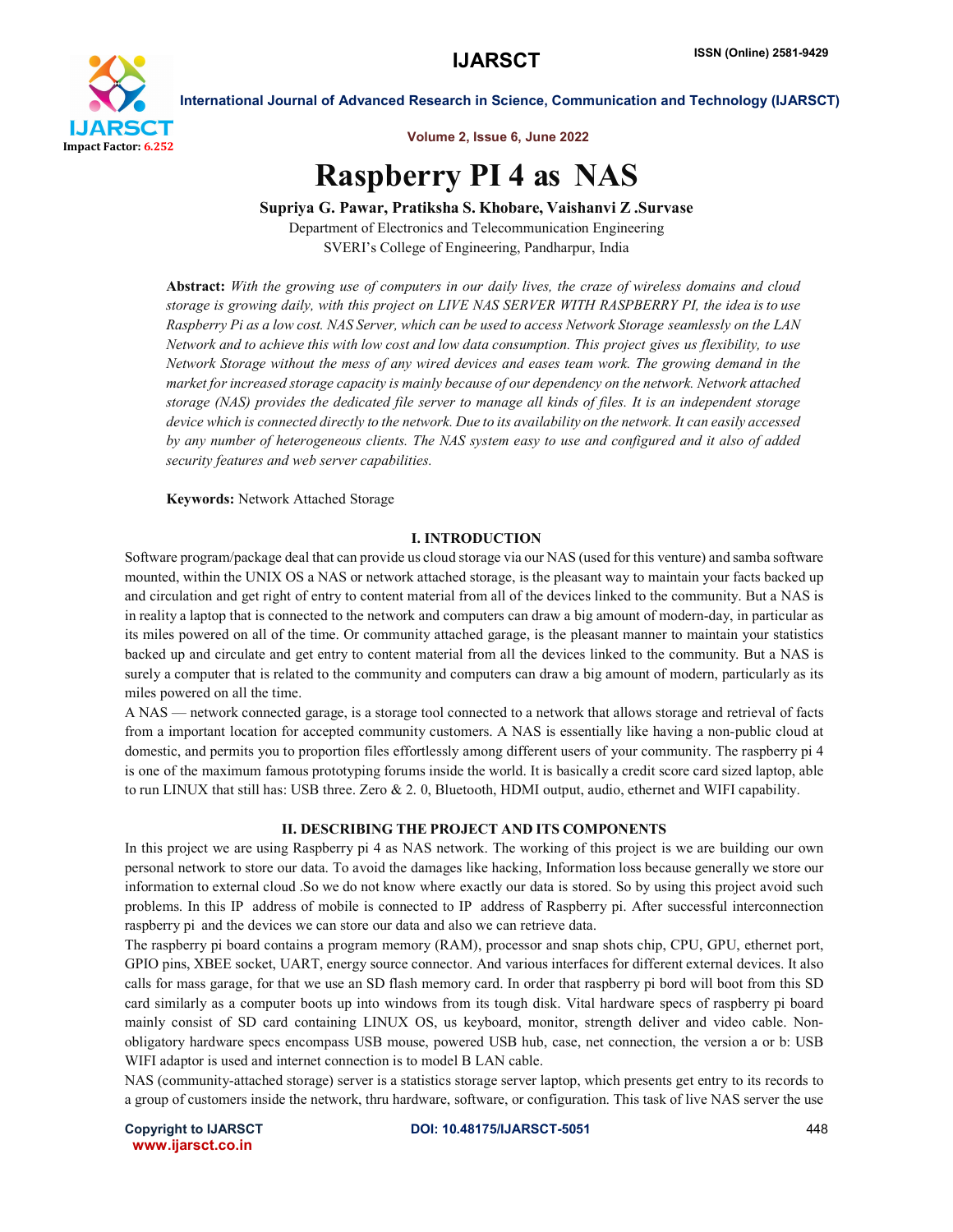# Raspberry PI 4 as NAS

**Supriya G. Pawar, Pratiksha S. Khobare, Vaishanvi Z .Survase**

Department of Electronics and Telecommunication Engineering

SVERI's College of Engineering, Pandharpur, India

**Abstract:** *With the growing use of computers in our daily lives, the craze of wireless domains and cloud storage is growing daily, with this project on LIVE NAS SERVER WITH RASPBERRY PI, the idea is to use Raspberry Pi as a low cost. NAS Server, which can be used to access Network Storage seamlessly on the LAN Network and to achieve this with low cost and low data consumption. This project gives us flexibility, to use Network Storage without the mess of any wired devices and eases team work. The growing demand in the market for increased storage capacity is mainly because of our dependency on the network. Network attached storage (NAS) provides the dedicated file server to manage all kinds of files. It is an independent storage device which is connected directly to the network. Due to its availability on the network. It can easily accessed by any number of heterogeneous clients. The NAS system easy to use and configured and it also of added security features and web server capabilities.*

**Keywords:** Network Attached Storage

## I. INTRODUCTION

Software program/package deal that can provide us cloud storage via our NAS (used for this venture) and samba software mounted, within the UNIX OS a NAS or network attached storage, is the pleasant way to maintain your facts backed up and circulation and get right of entry to content material from all of the devices linked to the community. But a NAS is in reality a laptop that is connected to the network and computers can draw a big amount of modern-day, in particular as its miles powered on all of the time. Or community attached garage, is the pleasant manner to maintain your statistics backed up and circulate and get entry to content material from all the devices linked to the community. But a NAS is surely a computer that is related to the community and computers can draw a big amount of modern, particularly as its miles powered on all the time.

A NAS — network connected garage, is a storage tool connected to a network that allows storage and retrieval of facts from a important location for accepted community customers. A NAS is essentially like having a non-public cloud at domestic, and permits you to proportion files effortlessly among different users of your community. The raspberry pi 4 is one of the maximum famous prototyping forums inside the world. It is basically a credit score card sized laptop, able to run LINUX that still has: USB three. Zero & 2. 0, Bluetooth, HDMI output, audio, ethernet and WIFI capability.

## II. DESCRIBING THE PROJECT AND ITS COMPONENTS

In this project we are using Raspberry pi 4 as NAS network. The working of this project is we are building our own personal network to store our data. To avoid the damages like hacking, Information loss because generally we store our information to external cloud .So we do not know where exactly our data is stored. So by using this project avoid such problems. In this IP address of mobile is connected to IP address of Raspberry pi. After successful interconnection raspberry pi and the devices we can store our data and also we can retrieve data.

The raspberry pi board contains a program memory (RAM), processor and snap shots chip, CPU, GPU, ethernet port, GPIO pins, XBEE socket, UART, energy source connector. And various interfaces for different external devices. It also calls for mass garage, for that we use an SD flash memory card. In order that raspberry pi bord will boot from this SD card similarly as a computer boots up into windows from its tough disk. Vital hardware specs of raspberry pi board mainly consist of SD card containing LINUX OS, us keyboard, monitor, strength deliver and video cable. Non-obligatory hardware specs encompass USB mouse, powered USB hub, case, net connection, the version a or b: USB WIFI adaptor is used and internet connection is to model B LAN cable.

NAS (community-attached storage) server is a statistics storage server laptop, which presents get entry to its records to a group of customers inside the network, thru hardware, software, or configuration. This task of live NAS server the use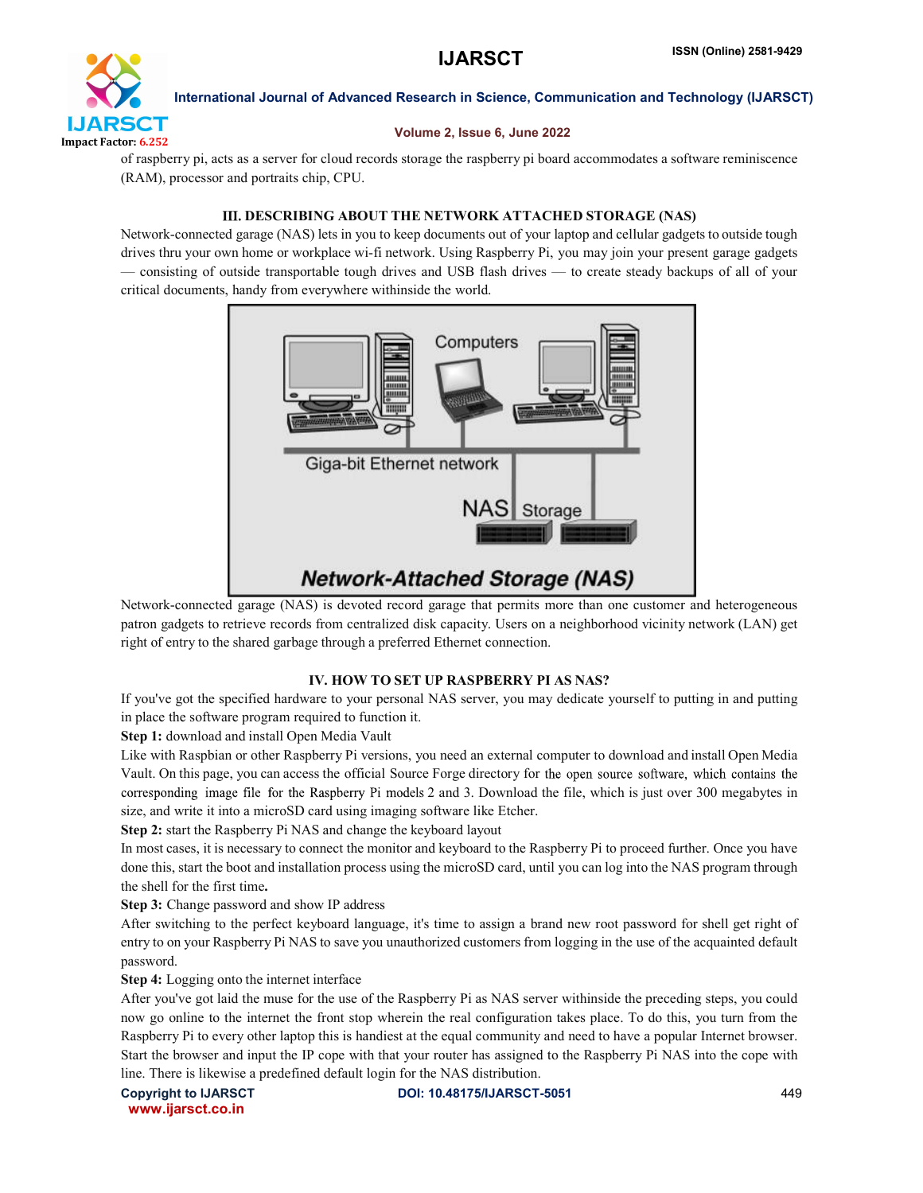of raspberry pi, acts as a server for cloud records storage the raspberry pi board accommodates a software reminiscence (RAM), processor and portraits chip, CPU.

## III. DESCRIBING ABOUT THE NETWORK ATTACHED STORAGE (NAS)

Network-connected garage (NAS) lets in you to keep documents out of your laptop and cellular gadgets to outside tough drives thru your own home or workplace wi-fi network. Using Raspberry Pi, you may join your present garage gadgets — consisting of outside transportable tough drives and USB flash drives — to create steady backups of all of your critical documents, handy from everywhere withinside the world.

Network-connected garage (NAS) is devoted record garage that permits more than one customer and heterogeneous patron gadgets to retrieve records from centralized disk capacity. Users on a neighborhood vicinity network (LAN) get right of entry to the shared garbage through a preferred Ethernet connection.

## IV. HOW TO SET UP RASPBERRY PI AS NAS?

If you've got the specified hardware to your personal NAS server, you may dedicate yourself to putting in and putting in place the software program required to function it.

**Step 1:** download and install Open Media Vault

Like with Raspbian or other Raspberry Pi versions, you need an external computer to download and install Open Media Vault. On this page, you can access the official Source Forge directory for the open source software, which contains the corresponding image file for the Raspberry Pi models 2 and 3. Download the file, which is just over 300 megabytes in size, and write it into a microSD card using imaging software like Etcher.

**Step 2:** start the Raspberry Pi NAS and change the keyboard layout

In most cases, it is necessary to connect the monitor and keyboard to the Raspberry Pi to proceed further. Once you have done this, start the boot and installation process using the microSD card, until you can log into the NAS program through the shell for the first time**.**

**Step 3:** Change password and show IP address

After switching to the perfect keyboard language, it's time to assign a brand new root password for shell get right of entry to on your Raspberry Pi NAS to save you unauthorized customers from logging in the use of the acquainted default password.

**Step 4:** Logging onto the internet interface

After you've got laid the muse for the use of the Raspberry Pi as NAS server withinside the preceding steps, you could now go online to the internet the front stop wherein the real configuration takes place. To do this, you turn from the Raspberry Pi to every other laptop this is handiest at the equal community and need to have a popular Internet browser. Start the browser and input the IP cope with that your router has assigned to the Raspberry Pi NAS into the cope with line. There is likewise a predefined default login for the NAS distribution.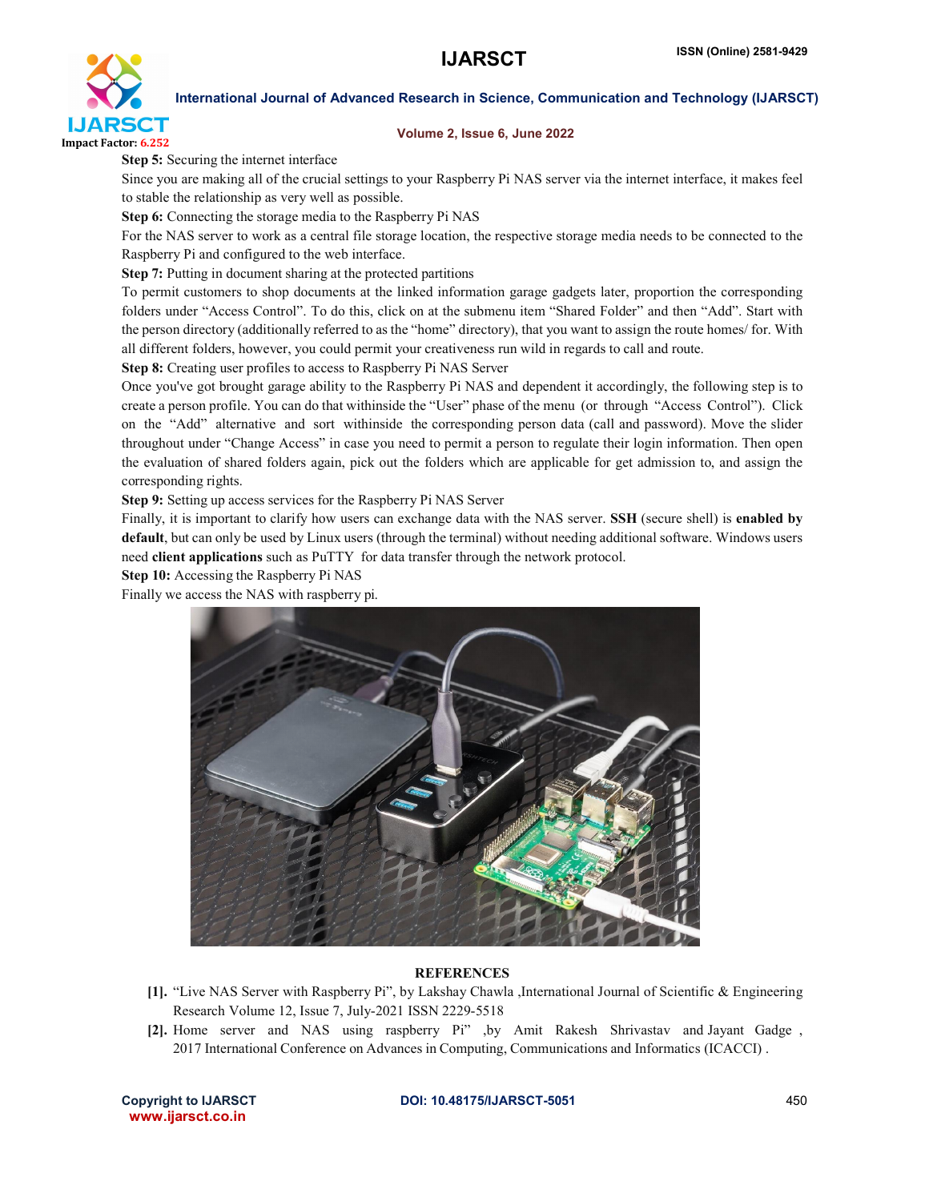**Step 5:** Securing the internet interface

Since you are making all of the crucial settings to your Raspberry Pi NAS server via the internet interface, it makes feel to stable the relationship as very well as possible.

**Step 6:** Connecting the storage media to the Raspberry Pi NAS

For the NAS server to work as a central file storage location, the respective storage media needs to be connected to the Raspberry Pi and configured to the web interface.

**Step 7:** Putting in document sharing at the protected partitions

To permit customers to shop documents at the linked information garage gadgets later, proportion the corresponding folders under "Access Control". To do this, click on at the submenu item "Shared Folder" and then "Add". Start with the person directory (additionally referred to as the "home" directory), that you want to assign the route homes/ for. With all different folders, however, you could permit your creativeness run wild in regards to call and route.

**Step 8:** Creating user profiles to access to Raspberry Pi NAS Server

Once you've got brought garage ability to the Raspberry Pi NAS and dependent it accordingly, the following step is to create a person profile. You can do that withinside the "User" phase of the menu (or through "Access Control"). Click on the "Add" alternative and sort withinside the corresponding person data (call and password). Move the slider throughout under "Change Access" in case you need to permit a person to regulate their login information. Then open the evaluation of shared folders again, pick out the folders which are applicable for get admission to, and assign the corresponding rights.

**Step 9:** Setting up access services for the Raspberry Pi NAS Server

Finally, it is important to clarify how users can exchange data with the NAS server. **SSH** (secure shell) is **enabled by default**, but can only be used by Linux users (through the terminal) without needing additional software. Windows users need **client applications** such as PuTTY for data transfer through the network protocol.

**Step 10:** Accessing the Raspberry Pi NAS

Finally we access the NAS with raspberry pi.

## REFERENCES

[1]. "Live NAS Server with Raspberry Pi", by Lakshay Chawla ,International Journal of Scientific & Engineering Research Volume 12, Issue 7, July-2021 ISSN 2229-5518

[2]. Home server and NAS using raspberry Pi" ,by Amit Rakesh Shrivastav and Jayant Gadge , 2017 International Conference on Advances in Computing, Communications and Informatics (ICACCI) .